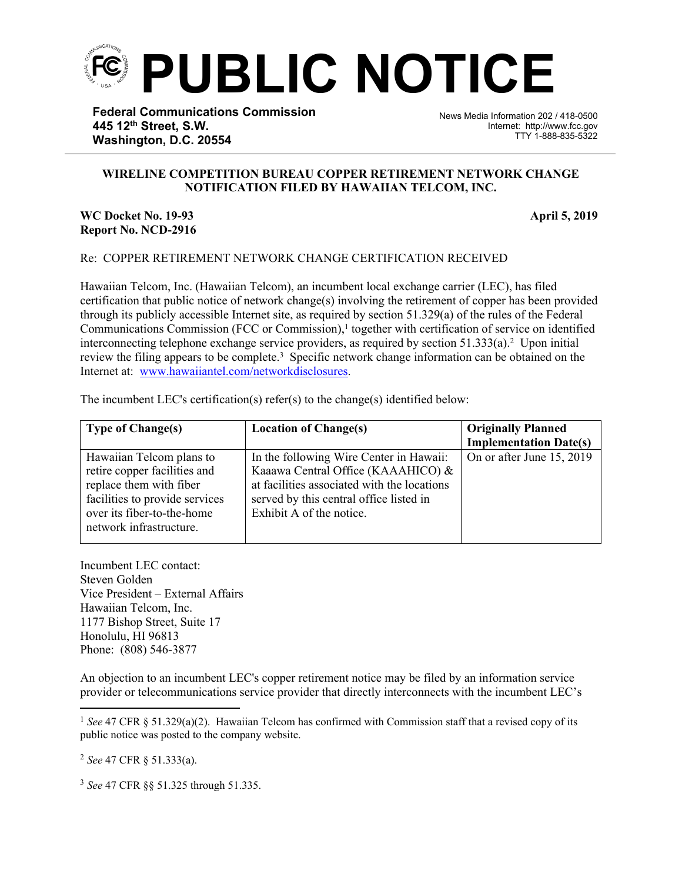# PUBLIC NOTICE

**Federal Communications Commission**
**445 12th Street, S.W.**
**Washington, D.C. 20554**

News Media Information 202 / 418-0500
Internet: http://www.fcc.gov
TTY 1-888-835-5322

**WIRELINE COMPETITION BUREAU COPPER RETIREMENT NETWORK CHANGE NOTIFICATION FILED BY HAWAIIAN TELCOM, INC.**

**WC Docket No. 19-93**
**Report No. NCD-2916**

**April 5, 2019**

Re: COPPER RETIREMENT NETWORK CHANGE CERTIFICATION RECEIVED

Hawaiian Telcom, Inc. (Hawaiian Telcom), an incumbent local exchange carrier (LEC), has filed certification that public notice of network change(s) involving the retirement of copper has been provided through its publicly accessible Internet site, as required by section 51.329(a) of the rules of the Federal Communications Commission (FCC or Commission),[1] together with certification of service on identified interconnecting telephone exchange service providers, as required by section 51.333(a).[2] Upon initial review the filing appears to be complete.[3] Specific network change information can be obtained on the Internet at: www.hawaiiantel.com/networkdisclosures.

The incumbent LEC's certification(s) refer(s) to the change(s) identified below:

| **Type of Change(s)** | **Location of Change(s)** | **Originally Planned Implementation Date(s)** |
|---|---|---|
| Hawaiian Telcom plans to retire copper facilities and replace them with fiber facilities to provide services over its fiber-to-the-home network infrastructure. | In the following Wire Center in Hawaii: Kaaawa Central Office (KAAAHICO) & at facilities associated with the locations served by this central office listed in Exhibit A of the notice. | On or after June 15, 2019 |

Incumbent LEC contact:
Steven Golden
Vice President – External Affairs
Hawaiian Telcom, Inc.
1177 Bishop Street, Suite 17
Honolulu, HI 96813
Phone: (808) 546-3877

An objection to an incumbent LEC's copper retirement notice may be filed by an information service provider or telecommunications service provider that directly interconnects with the incumbent LEC's

---

[1] *See* 47 CFR § 51.329(a)(2). Hawaiian Telcom has confirmed with Commission staff that a revised copy of its public notice was posted to the company website.

[2] *See* 47 CFR § 51.333(a).

[3] *See* 47 CFR §§ 51.325 through 51.335.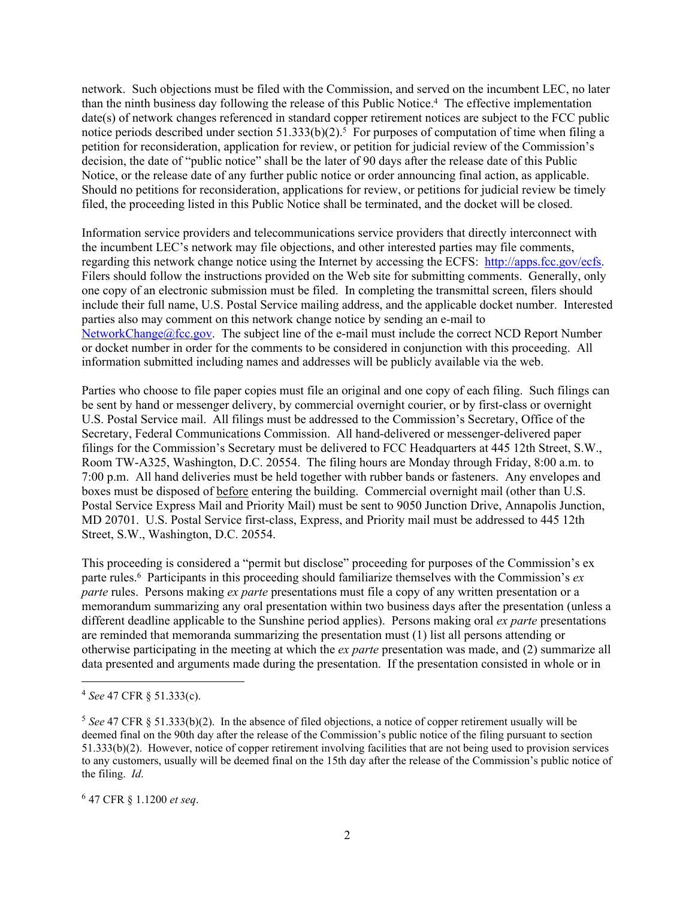network. Such objections must be filed with the Commission, and served on the incumbent LEC, no later than the ninth business day following the release of this Public Notice.[4] The effective implementation date(s) of network changes referenced in standard copper retirement notices are subject to the FCC public notice periods described under section 51.333(b)(2).[5] For purposes of computation of time when filing a petition for reconsideration, application for review, or petition for judicial review of the Commission's decision, the date of "public notice" shall be the later of 90 days after the release date of this Public Notice, or the release date of any further public notice or order announcing final action, as applicable. Should no petitions for reconsideration, applications for review, or petitions for judicial review be timely filed, the proceeding listed in this Public Notice shall be terminated, and the docket will be closed.

Information service providers and telecommunications service providers that directly interconnect with the incumbent LEC's network may file objections, and other interested parties may file comments, regarding this network change notice using the Internet by accessing the ECFS: http://apps.fcc.gov/ecfs. Filers should follow the instructions provided on the Web site for submitting comments. Generally, only one copy of an electronic submission must be filed. In completing the transmittal screen, filers should include their full name, U.S. Postal Service mailing address, and the applicable docket number. Interested parties also may comment on this network change notice by sending an e-mail to NetworkChange@fcc.gov. The subject line of the e-mail must include the correct NCD Report Number or docket number in order for the comments to be considered in conjunction with this proceeding. All information submitted including names and addresses will be publicly available via the web.

Parties who choose to file paper copies must file an original and one copy of each filing. Such filings can be sent by hand or messenger delivery, by commercial overnight courier, or by first-class or overnight U.S. Postal Service mail. All filings must be addressed to the Commission's Secretary, Office of the Secretary, Federal Communications Commission. All hand-delivered or messenger-delivered paper filings for the Commission's Secretary must be delivered to FCC Headquarters at 445 12th Street, S.W., Room TW-A325, Washington, D.C. 20554. The filing hours are Monday through Friday, 8:00 a.m. to 7:00 p.m. All hand deliveries must be held together with rubber bands or fasteners. Any envelopes and boxes must be disposed of <u>before</u> entering the building. Commercial overnight mail (other than U.S. Postal Service Express Mail and Priority Mail) must be sent to 9050 Junction Drive, Annapolis Junction, MD 20701. U.S. Postal Service first-class, Express, and Priority mail must be addressed to 445 12th Street, S.W., Washington, D.C. 20554.

This proceeding is considered a "permit but disclose" proceeding for purposes of the Commission's ex parte rules.[6] Participants in this proceeding should familiarize themselves with the Commission's *ex parte* rules. Persons making *ex parte* presentations must file a copy of any written presentation or a memorandum summarizing any oral presentation within two business days after the presentation (unless a different deadline applicable to the Sunshine period applies). Persons making oral *ex parte* presentations are reminded that memoranda summarizing the presentation must (1) list all persons attending or otherwise participating in the meeting at which the *ex parte* presentation was made, and (2) summarize all data presented and arguments made during the presentation. If the presentation consisted in whole or in

---

[4] *See* 47 CFR § 51.333(c).

[5] *See* 47 CFR § 51.333(b)(2). In the absence of filed objections, a notice of copper retirement usually will be deemed final on the 90th day after the release of the Commission's public notice of the filing pursuant to section 51.333(b)(2). However, notice of copper retirement involving facilities that are not being used to provision services to any customers, usually will be deemed final on the 15th day after the release of the Commission's public notice of the filing. *Id*.

[6] 47 CFR § 1.1200 *et seq*.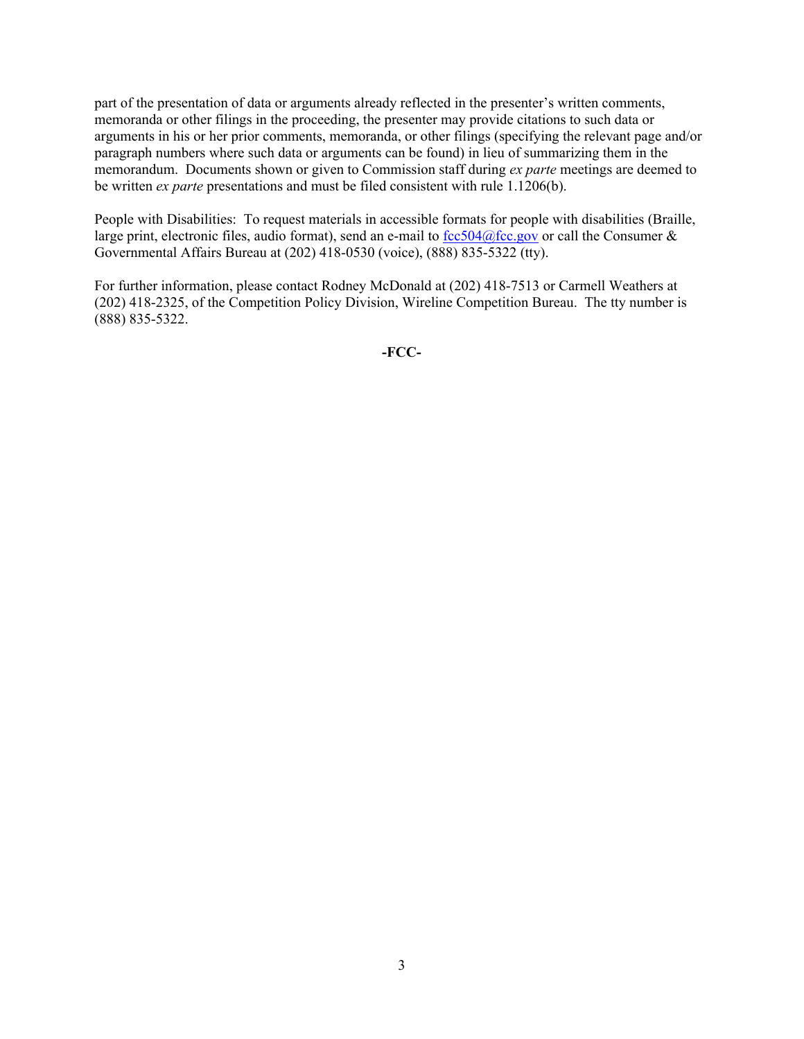part of the presentation of data or arguments already reflected in the presenter's written comments, memoranda or other filings in the proceeding, the presenter may provide citations to such data or arguments in his or her prior comments, memoranda, or other filings (specifying the relevant page and/or paragraph numbers where such data or arguments can be found) in lieu of summarizing them in the memorandum. Documents shown or given to Commission staff during *ex parte* meetings are deemed to be written *ex parte* presentations and must be filed consistent with rule 1.1206(b).

People with Disabilities: To request materials in accessible formats for people with disabilities (Braille, large print, electronic files, audio format), send an e-mail to fcc504@fcc.gov or call the Consumer & Governmental Affairs Bureau at (202) 418-0530 (voice), (888) 835-5322 (tty).

For further information, please contact Rodney McDonald at (202) 418-7513 or Carmell Weathers at (202) 418-2325, of the Competition Policy Division, Wireline Competition Bureau. The tty number is (888) 835-5322.

**-FCC-**